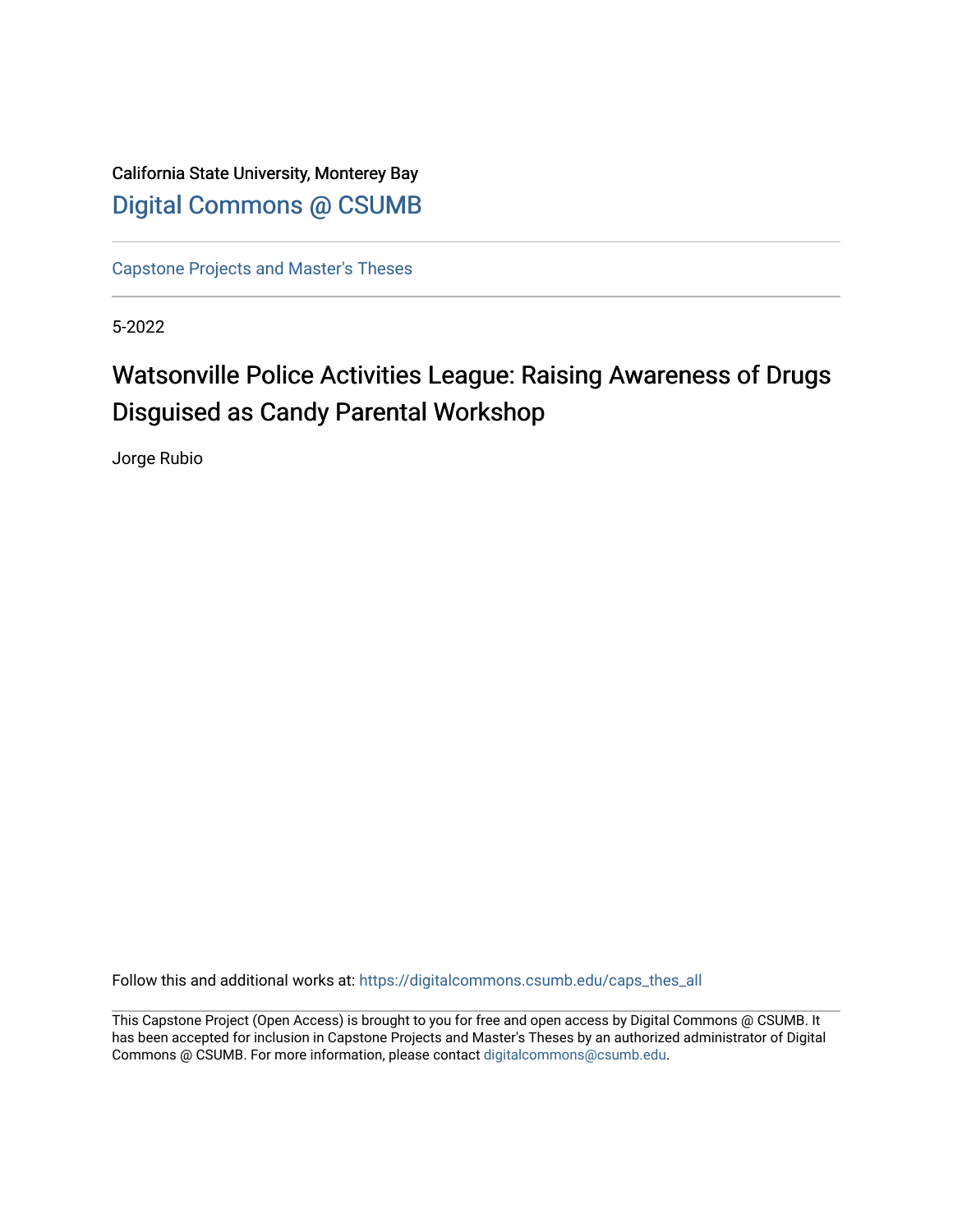California State University, Monterey Bay

Digital Commons @ CSUMB

Capstone Projects and Master's Theses

5-2022

# Watsonville Police Activities League: Raising Awareness of Drugs Disguised as Candy Parental Workshop

Jorge Rubio

Follow this and additional works at: https://digitalcommons.csumb.edu/caps_thes_all

This Capstone Project (Open Access) is brought to you for free and open access by Digital Commons @ CSUMB. It has been accepted for inclusion in Capstone Projects and Master's Theses by an authorized administrator of Digital Commons @ CSUMB. For more information, please contact digitalcommons@csumb.edu.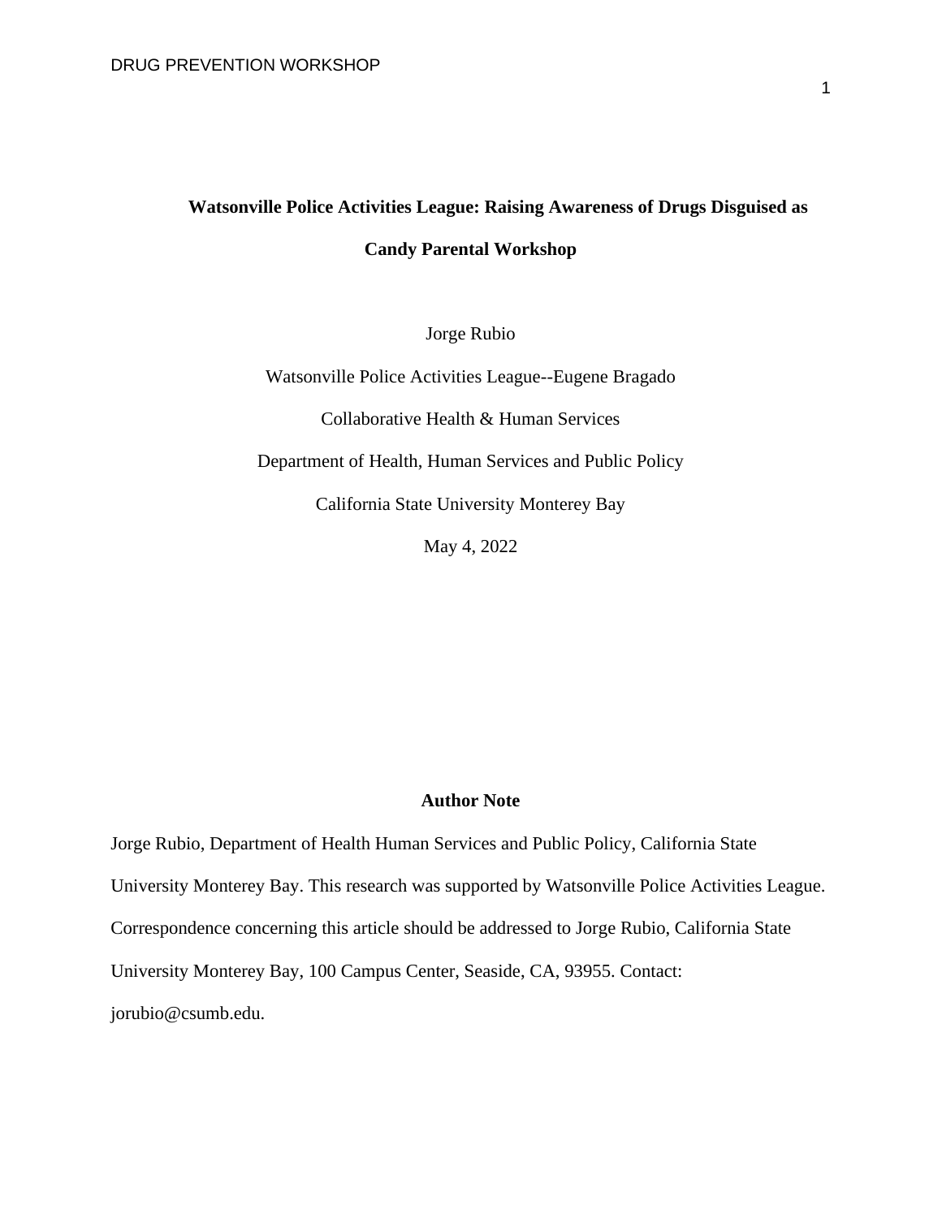# Watsonville Police Activities League: Raising Awareness of Drugs Disguised as Candy Parental Workshop

Jorge Rubio

Watsonville Police Activities League--Eugene Bragado

Collaborative Health & Human Services

Department of Health, Human Services and Public Policy

California State University Monterey Bay

May 4, 2022

## Author Note

Jorge Rubio, Department of Health Human Services and Public Policy, California State University Monterey Bay. This research was supported by Watsonville Police Activities League. Correspondence concerning this article should be addressed to Jorge Rubio, California State University Monterey Bay, 100 Campus Center, Seaside, CA, 93955. Contact: jorubio@csumb.edu.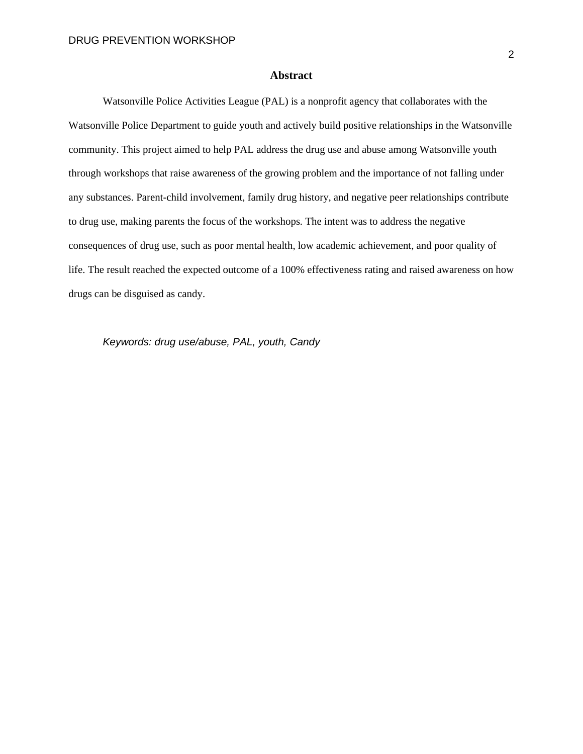# Abstract

Watsonville Police Activities League (PAL) is a nonprofit agency that collaborates with the Watsonville Police Department to guide youth and actively build positive relationships in the Watsonville community. This project aimed to help PAL address the drug use and abuse among Watsonville youth through workshops that raise awareness of the growing problem and the importance of not falling under any substances. Parent-child involvement, family drug history, and negative peer relationships contribute to drug use, making parents the focus of the workshops. The intent was to address the negative consequences of drug use, such as poor mental health, low academic achievement, and poor quality of life. The result reached the expected outcome of a 100% effectiveness rating and raised awareness on how drugs can be disguised as candy.

*Keywords: drug use/abuse, PAL, youth, Candy*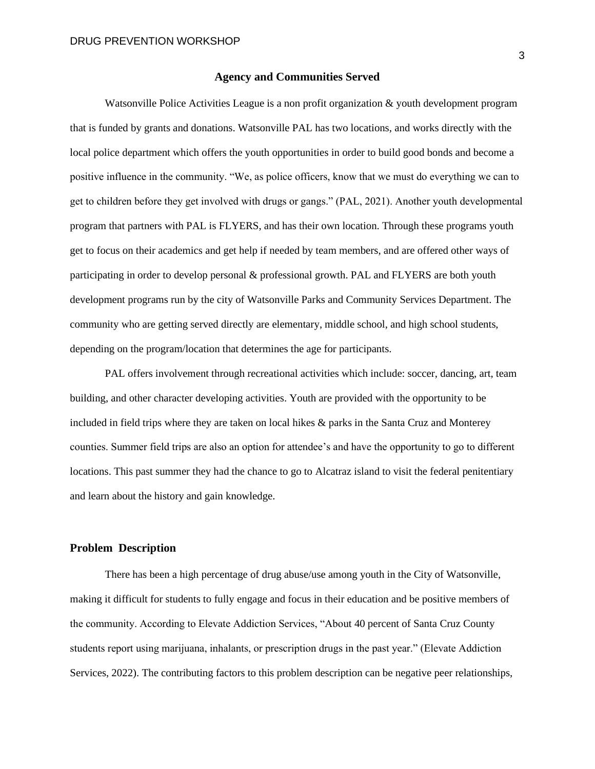## Agency and Communities Served

Watsonville Police Activities League is a non profit organization & youth development program that is funded by grants and donations. Watsonville PAL has two locations, and works directly with the local police department which offers the youth opportunities in order to build good bonds and become a positive influence in the community. “We, as police officers, know that we must do everything we can to get to children before they get involved with drugs or gangs.” (PAL, 2021). Another youth developmental program that partners with PAL is FLYERS, and has their own location. Through these programs youth get to focus on their academics and get help if needed by team members, and are offered other ways of participating in order to develop personal & professional growth. PAL and FLYERS are both youth development programs run by the city of Watsonville Parks and Community Services Department. The community who are getting served directly are elementary, middle school, and high school students, depending on the program/location that determines the age for participants.

PAL offers involvement through recreational activities which include: soccer, dancing, art, team building, and other character developing activities. Youth are provided with the opportunity to be included in field trips where they are taken on local hikes & parks in the Santa Cruz and Monterey counties. Summer field trips are also an option for attendee’s and have the opportunity to go to different locations. This past summer they had the chance to go to Alcatraz island to visit the federal penitentiary and learn about the history and gain knowledge.

### Problem Description

There has been a high percentage of drug abuse/use among youth in the City of Watsonville, making it difficult for students to fully engage and focus in their education and be positive members of the community. According to Elevate Addiction Services, “About 40 percent of Santa Cruz County students report using marijuana, inhalants, or prescription drugs in the past year.” (Elevate Addiction Services, 2022). The contributing factors to this problem description can be negative peer relationships,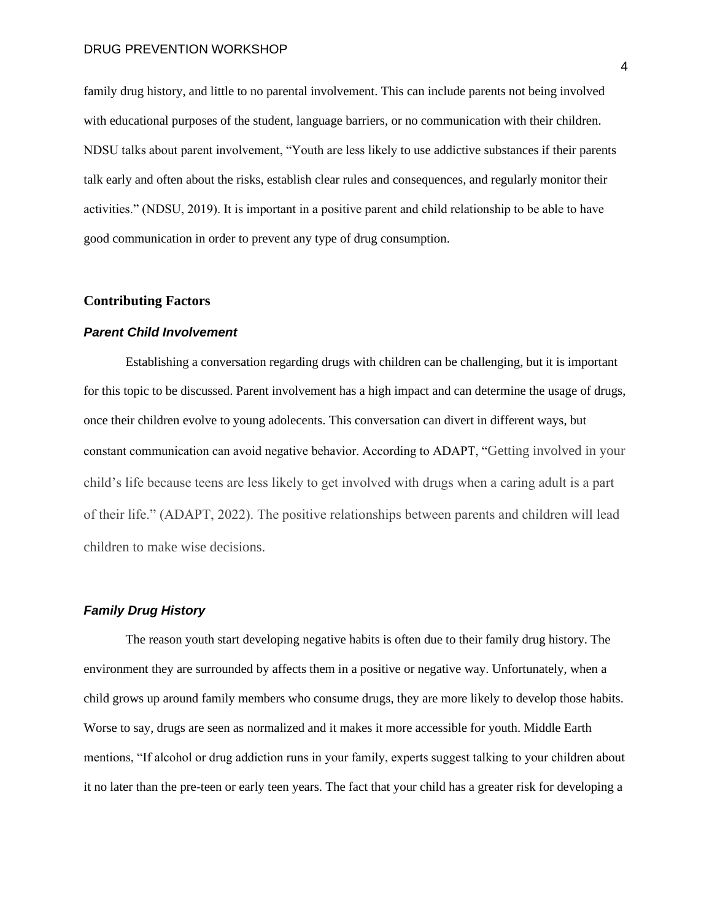family drug history, and little to no parental involvement. This can include parents not being involved with educational purposes of the student, language barriers, or no communication with their children. NDSU talks about parent involvement, "Youth are less likely to use addictive substances if their parents talk early and often about the risks, establish clear rules and consequences, and regularly monitor their activities." (NDSU, 2019). It is important in a positive parent and child relationship to be able to have good communication in order to prevent any type of drug consumption.

## Contributing Factors

### *Parent Child Involvement*

Establishing a conversation regarding drugs with children can be challenging, but it is important for this topic to be discussed. Parent involvement has a high impact and can determine the usage of drugs, once their children evolve to young adolecents. This conversation can divert in different ways, but constant communication can avoid negative behavior. According to ADAPT, "Getting involved in your child's life because teens are less likely to get involved with drugs when a caring adult is a part of their life." (ADAPT, 2022). The positive relationships between parents and children will lead children to make wise decisions.

### *Family Drug History*

The reason youth start developing negative habits is often due to their family drug history. The environment they are surrounded by affects them in a positive or negative way. Unfortunately, when a child grows up around family members who consume drugs, they are more likely to develop those habits. Worse to say, drugs are seen as normalized and it makes it more accessible for youth. Middle Earth mentions, "If alcohol or drug addiction runs in your family, experts suggest talking to your children about it no later than the pre-teen or early teen years. The fact that your child has a greater risk for developing a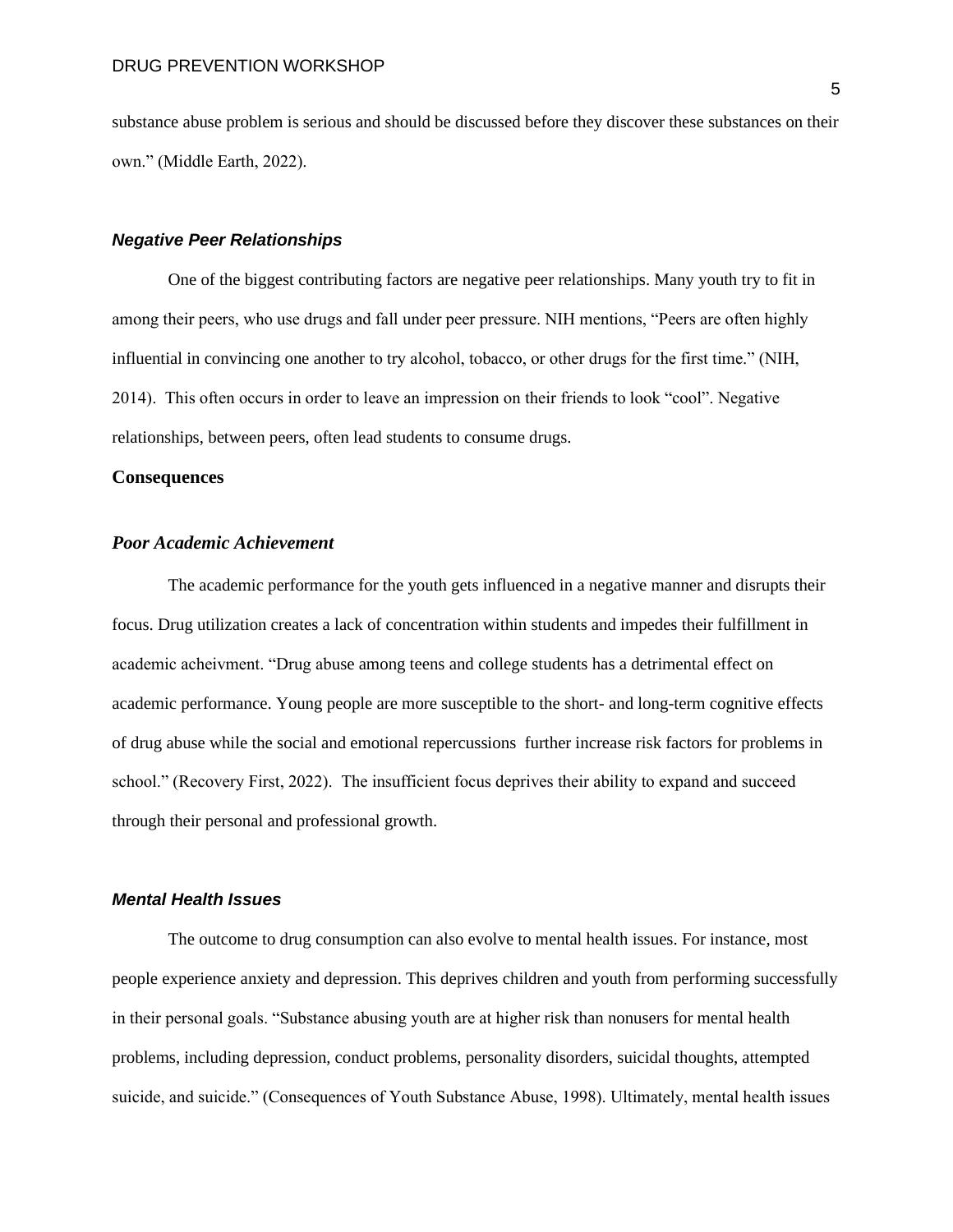substance abuse problem is serious and should be discussed before they discover these substances on their own." (Middle Earth, 2022).

### *Negative Peer Relationships*

One of the biggest contributing factors are negative peer relationships. Many youth try to fit in among their peers, who use drugs and fall under peer pressure. NIH mentions, "Peers are often highly influential in convincing one another to try alcohol, tobacco, or other drugs for the first time." (NIH, 2014). This often occurs in order to leave an impression on their friends to look "cool". Negative relationships, between peers, often lead students to consume drugs.

## Consequences

### *Poor Academic Achievement*

The academic performance for the youth gets influenced in a negative manner and disrupts their focus. Drug utilization creates a lack of concentration within students and impedes their fulfillment in academic acheivment. "Drug abuse among teens and college students has a detrimental effect on academic performance. Young people are more susceptible to the short- and long-term cognitive effects of drug abuse while the social and emotional repercussions further increase risk factors for problems in school." (Recovery First, 2022). The insufficient focus deprives their ability to expand and succeed through their personal and professional growth.

### *Mental Health Issues*

The outcome to drug consumption can also evolve to mental health issues. For instance, most people experience anxiety and depression. This deprives children and youth from performing successfully in their personal goals. "Substance abusing youth are at higher risk than nonusers for mental health problems, including depression, conduct problems, personality disorders, suicidal thoughts, attempted suicide, and suicide." (Consequences of Youth Substance Abuse, 1998). Ultimately, mental health issues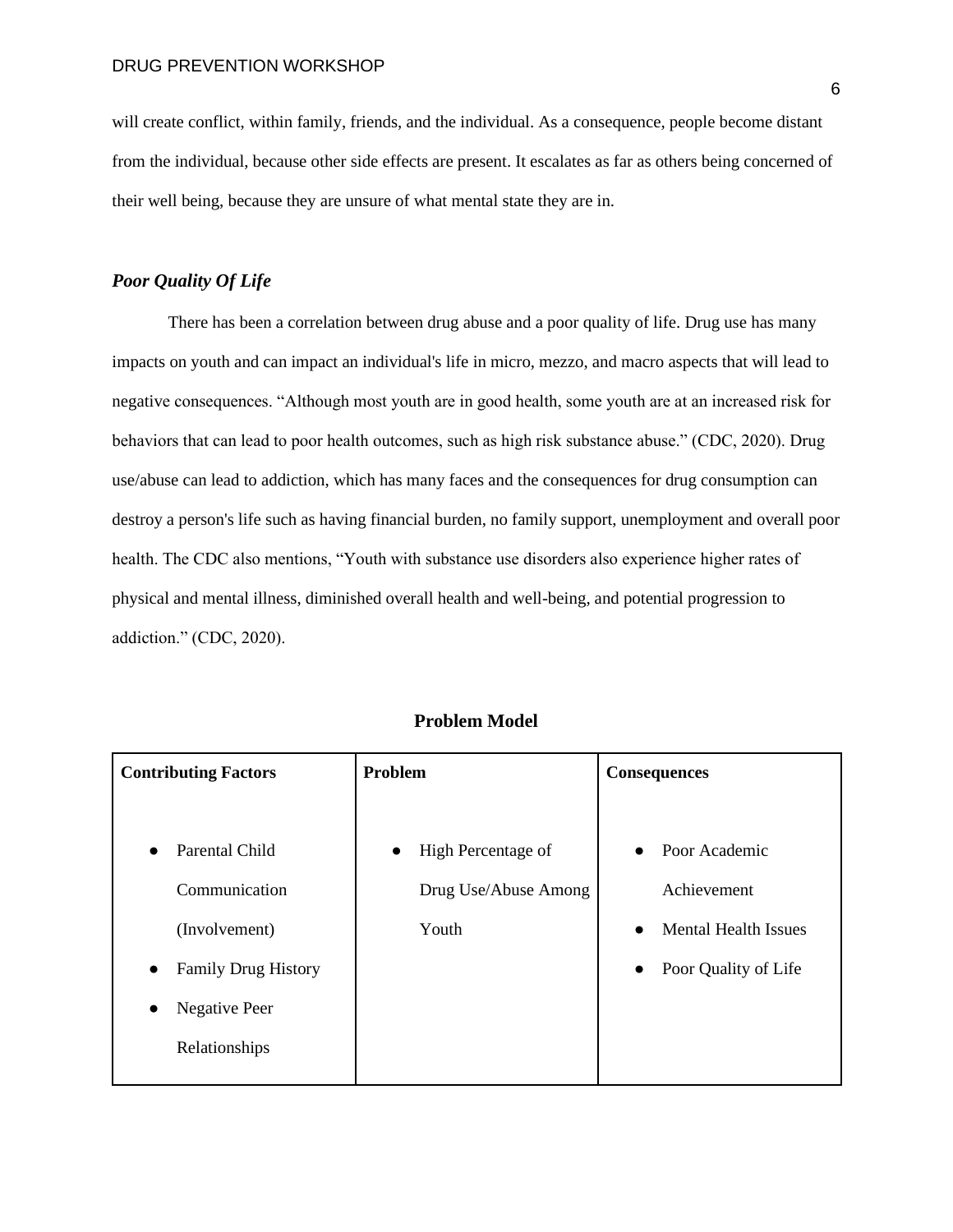will create conflict, within family, friends, and the individual. As a consequence, people become distant from the individual, because other side effects are present. It escalates as far as others being concerned of their well being, because they are unsure of what mental state they are in.

### *Poor Quality Of Life*

There has been a correlation between drug abuse and a poor quality of life. Drug use has many impacts on youth and can impact an individual's life in micro, mezzo, and macro aspects that will lead to negative consequences. "Although most youth are in good health, some youth are at an increased risk for behaviors that can lead to poor health outcomes, such as high risk substance abuse." (CDC, 2020). Drug use/abuse can lead to addiction, which has many faces and the consequences for drug consumption can destroy a person's life such as having financial burden, no family support, unemployment and overall poor health. The CDC also mentions, "Youth with substance use disorders also experience higher rates of physical and mental illness, diminished overall health and well-being, and potential progression to addiction." (CDC, 2020).

**Problem Model**

| Contributing Factors | Problem | Consequences |
|---|---|---|
| • Parental Child Communication (Involvement)<br>• Family Drug History<br>• Negative Peer Relationships | • High Percentage of Drug Use/Abuse Among Youth | • Poor Academic Achievement<br>• Mental Health Issues<br>• Poor Quality of Life |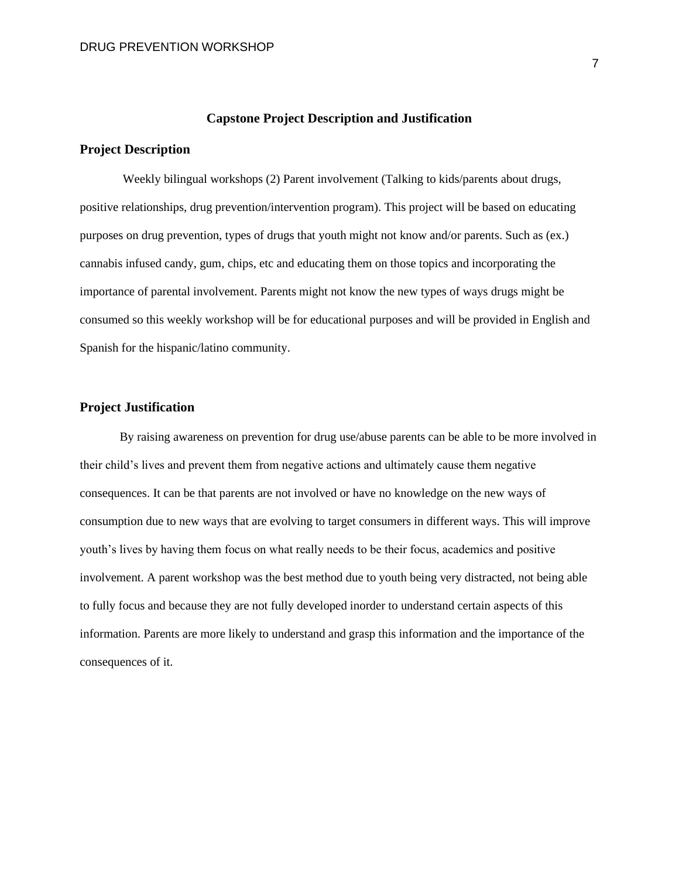## Capstone Project Description and Justification

### Project Description

Weekly bilingual workshops (2) Parent involvement (Talking to kids/parents about drugs, positive relationships, drug prevention/intervention program). This project will be based on educating purposes on drug prevention, types of drugs that youth might not know and/or parents. Such as (ex.) cannabis infused candy, gum, chips, etc and educating them on those topics and incorporating the importance of parental involvement. Parents might not know the new types of ways drugs might be consumed so this weekly workshop will be for educational purposes and will be provided in English and Spanish for the hispanic/latino community.

### Project Justification

By raising awareness on prevention for drug use/abuse parents can be able to be more involved in their child's lives and prevent them from negative actions and ultimately cause them negative consequences. It can be that parents are not involved or have no knowledge on the new ways of consumption due to new ways that are evolving to target consumers in different ways. This will improve youth's lives by having them focus on what really needs to be their focus, academics and positive involvement. A parent workshop was the best method due to youth being very distracted, not being able to fully focus and because they are not fully developed inorder to understand certain aspects of this information. Parents are more likely to understand and grasp this information and the importance of the consequences of it.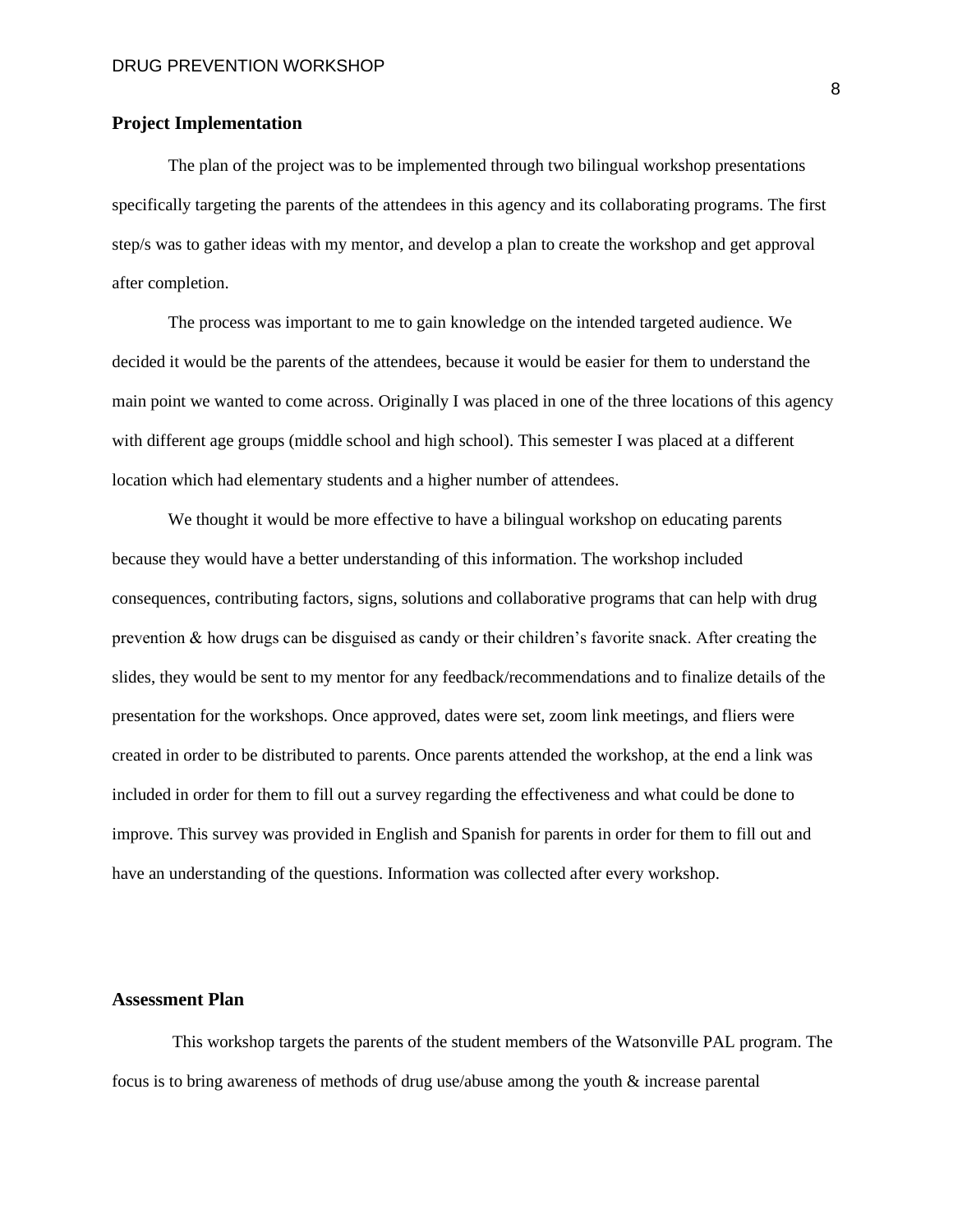## Project Implementation

The plan of the project was to be implemented through two bilingual workshop presentations specifically targeting the parents of the attendees in this agency and its collaborating programs. The first step/s was to gather ideas with my mentor, and develop a plan to create the workshop and get approval after completion.

The process was important to me to gain knowledge on the intended targeted audience. We decided it would be the parents of the attendees, because it would be easier for them to understand the main point we wanted to come across. Originally I was placed in one of the three locations of this agency with different age groups (middle school and high school). This semester I was placed at a different location which had elementary students and a higher number of attendees.

We thought it would be more effective to have a bilingual workshop on educating parents because they would have a better understanding of this information. The workshop included consequences, contributing factors, signs, solutions and collaborative programs that can help with drug prevention & how drugs can be disguised as candy or their children's favorite snack. After creating the slides, they would be sent to my mentor for any feedback/recommendations and to finalize details of the presentation for the workshops. Once approved, dates were set, zoom link meetings, and fliers were created in order to be distributed to parents. Once parents attended the workshop, at the end a link was included in order for them to fill out a survey regarding the effectiveness and what could be done to improve. This survey was provided in English and Spanish for parents in order for them to fill out and have an understanding of the questions. Information was collected after every workshop.

## Assessment Plan

This workshop targets the parents of the student members of the Watsonville PAL program. The focus is to bring awareness of methods of drug use/abuse among the youth & increase parental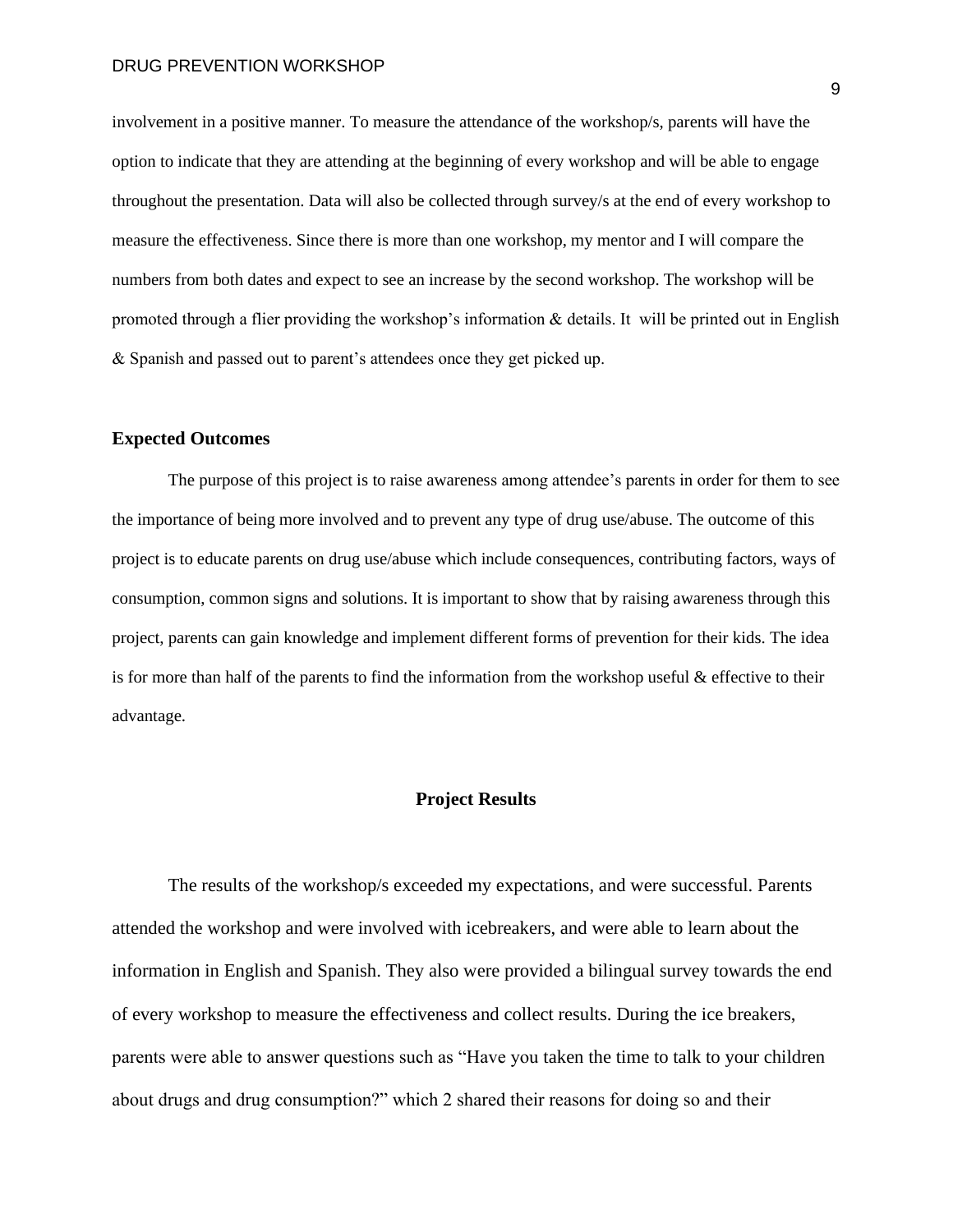involvement in a positive manner. To measure the attendance of the workshop/s, parents will have the option to indicate that they are attending at the beginning of every workshop and will be able to engage throughout the presentation. Data will also be collected through survey/s at the end of every workshop to measure the effectiveness. Since there is more than one workshop, my mentor and I will compare the numbers from both dates and expect to see an increase by the second workshop. The workshop will be promoted through a flier providing the workshop's information & details. It  will be printed out in English & Spanish and passed out to parent's attendees once they get picked up.

### Expected Outcomes

The purpose of this project is to raise awareness among attendee's parents in order for them to see the importance of being more involved and to prevent any type of drug use/abuse. The outcome of this project is to educate parents on drug use/abuse which include consequences, contributing factors, ways of consumption, common signs and solutions. It is important to show that by raising awareness through this project, parents can gain knowledge and implement different forms of prevention for their kids. The idea is for more than half of the parents to find the information from the workshop useful & effective to their advantage.

## Project Results

The results of the workshop/s exceeded my expectations, and were successful. Parents attended the workshop and were involved with icebreakers, and were able to learn about the information in English and Spanish. They also were provided a bilingual survey towards the end of every workshop to measure the effectiveness and collect results. During the ice breakers, parents were able to answer questions such as "Have you taken the time to talk to your children about drugs and drug consumption?" which 2 shared their reasons for doing so and their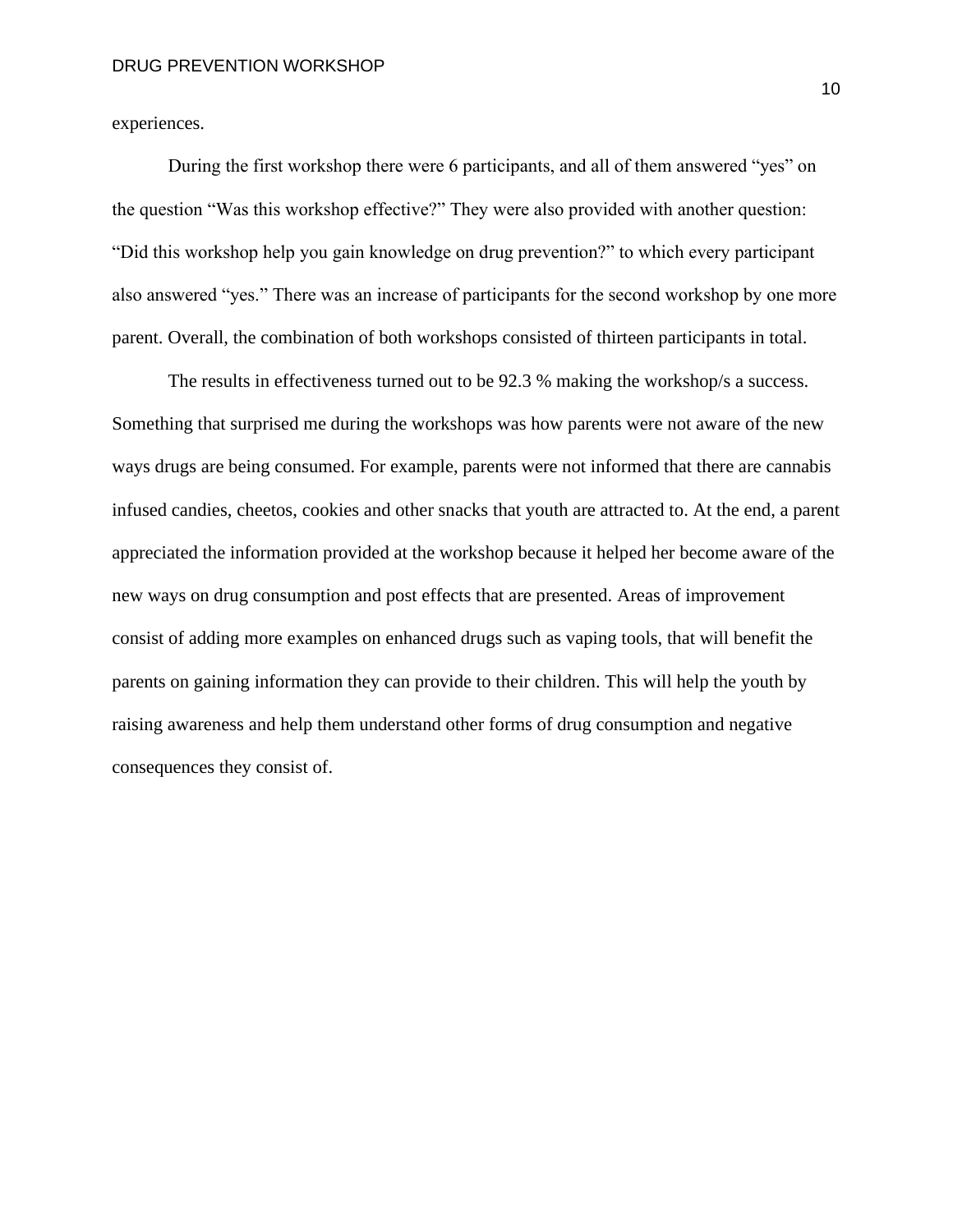experiences.

During the first workshop there were 6 participants, and all of them answered "yes" on the question "Was this workshop effective?" They were also provided with another question: "Did this workshop help you gain knowledge on drug prevention?" to which every participant also answered "yes." There was an increase of participants for the second workshop by one more parent. Overall, the combination of both workshops consisted of thirteen participants in total.

The results in effectiveness turned out to be 92.3 % making the workshop/s a success. Something that surprised me during the workshops was how parents were not aware of the new ways drugs are being consumed. For example, parents were not informed that there are cannabis infused candies, cheetos, cookies and other snacks that youth are attracted to. At the end, a parent appreciated the information provided at the workshop because it helped her become aware of the new ways on drug consumption and post effects that are presented. Areas of improvement consist of adding more examples on enhanced drugs such as vaping tools, that will benefit the parents on gaining information they can provide to their children. This will help the youth by raising awareness and help them understand other forms of drug consumption and negative consequences they consist of.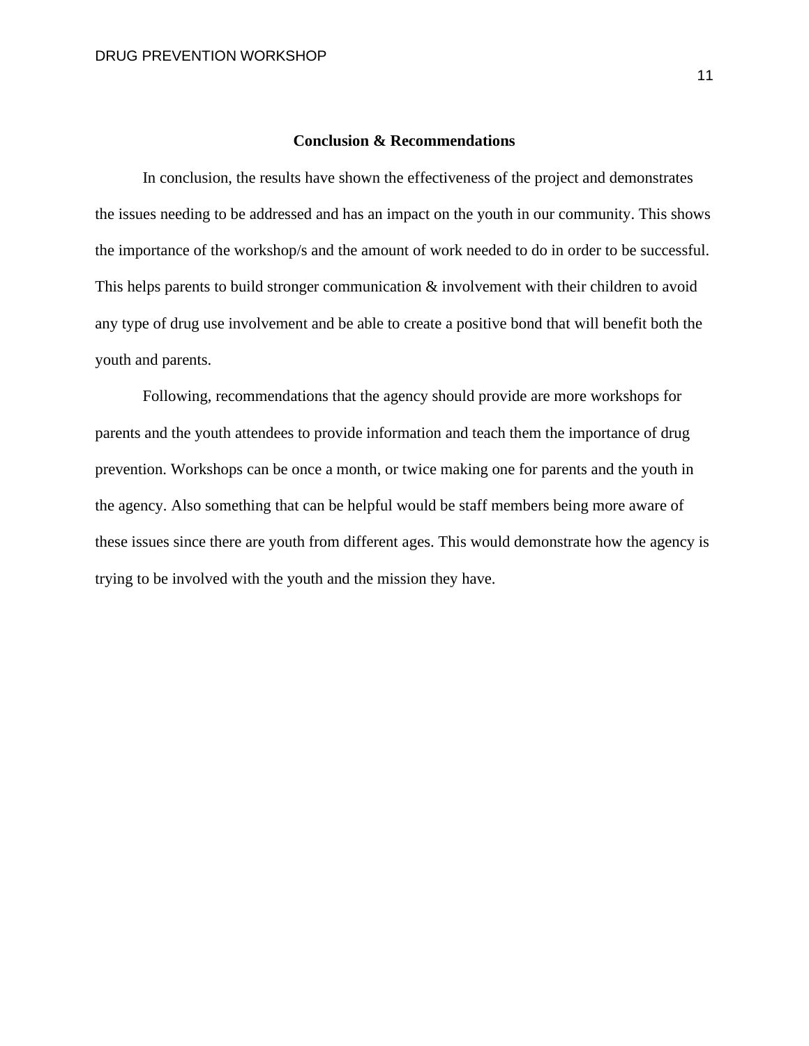## Conclusion & Recommendations

In conclusion, the results have shown the effectiveness of the project and demonstrates the issues needing to be addressed and has an impact on the youth in our community. This shows the importance of the workshop/s and the amount of work needed to do in order to be successful. This helps parents to build stronger communication & involvement with their children to avoid any type of drug use involvement and be able to create a positive bond that will benefit both the youth and parents.

Following, recommendations that the agency should provide are more workshops for parents and the youth attendees to provide information and teach them the importance of drug prevention. Workshops can be once a month, or twice making one for parents and the youth in the agency. Also something that can be helpful would be staff members being more aware of these issues since there are youth from different ages. This would demonstrate how the agency is trying to be involved with the youth and the mission they have.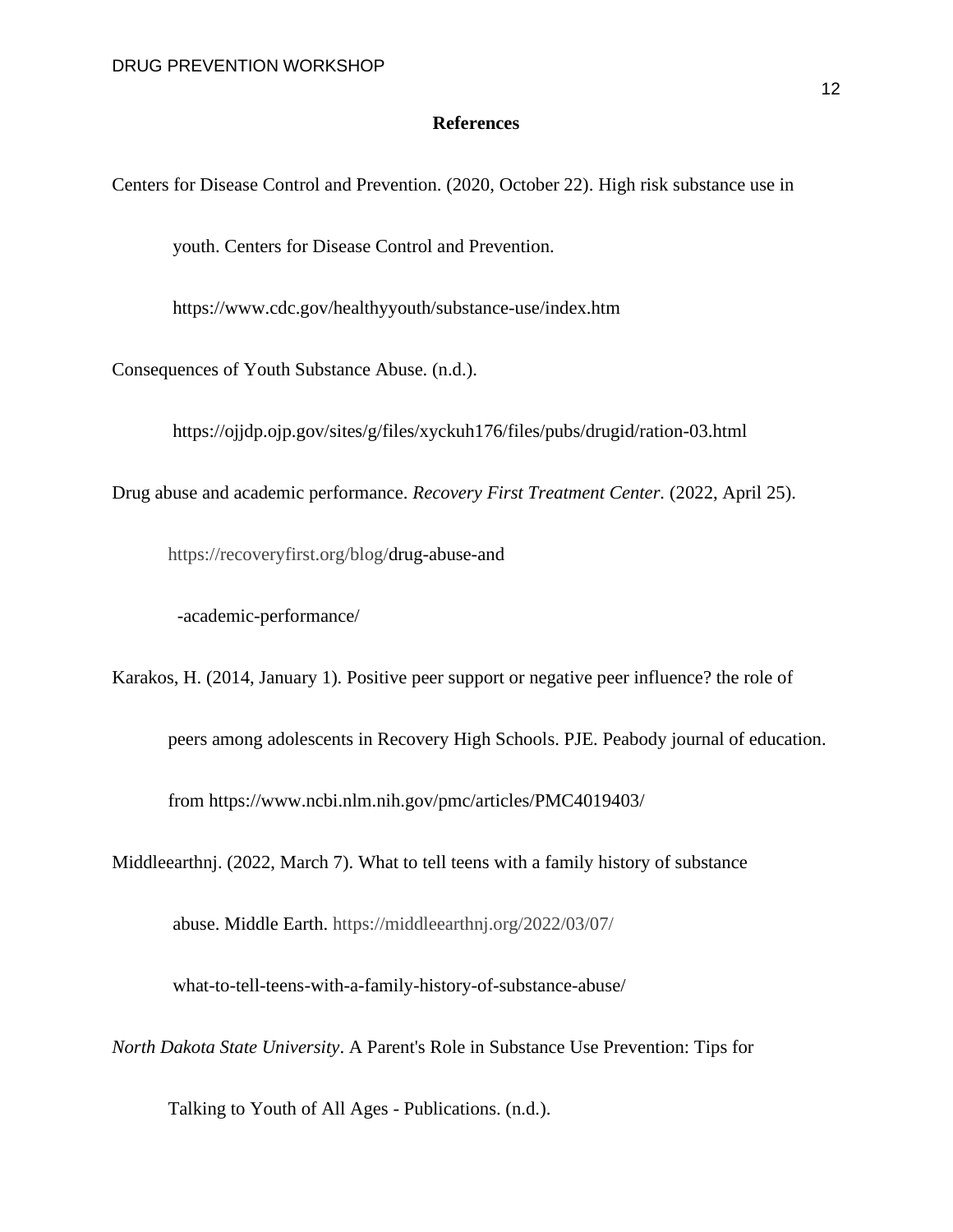## References

Centers for Disease Control and Prevention. (2020, October 22). High risk substance use in youth. Centers for Disease Control and Prevention. https://www.cdc.gov/healthyyouth/substance-use/index.htm

Consequences of Youth Substance Abuse. (n.d.). https://ojjdp.ojp.gov/sites/g/files/xyckuh176/files/pubs/drugid/ration-03.html

Drug abuse and academic performance. *Recovery First Treatment Center.* (2022, April 25). https://recoveryfirst.org/blog/drug-abuse-and-academic-performance/

Karakos, H. (2014, January 1). Positive peer support or negative peer influence? the role of peers among adolescents in Recovery High Schools. PJE. Peabody journal of education. from https://www.ncbi.nlm.nih.gov/pmc/articles/PMC4019403/

Middleearthnj. (2022, March 7). What to tell teens with a family history of substance abuse. Middle Earth. https://middleearthnj.org/2022/03/07/what-to-tell-teens-with-a-family-history-of-substance-abuse/

*North Dakota State University*. A Parent's Role in Substance Use Prevention: Tips for Talking to Youth of All Ages - Publications. (n.d.).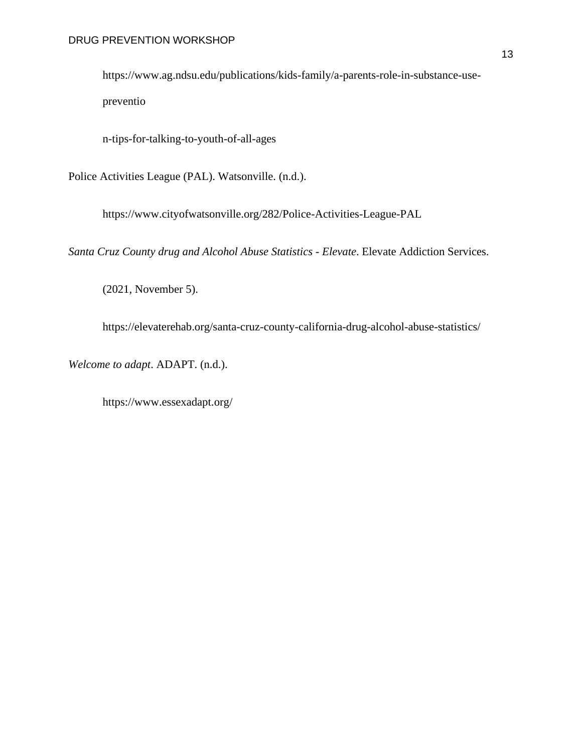https://www.ag.ndsu.edu/publications/kids-family/a-parents-role-in-substance-use-preventio

n-tips-for-talking-to-youth-of-all-ages

Police Activities League (PAL). Watsonville. (n.d.).

https://www.cityofwatsonville.org/282/Police-Activities-League-PAL

*Santa Cruz County drug and Alcohol Abuse Statistics - Elevate*. Elevate Addiction Services.

(2021, November 5).

https://elevaterehab.org/santa-cruz-county-california-drug-alcohol-abuse-statistics/

*Welcome to adapt*. ADAPT. (n.d.).

https://www.essexadapt.org/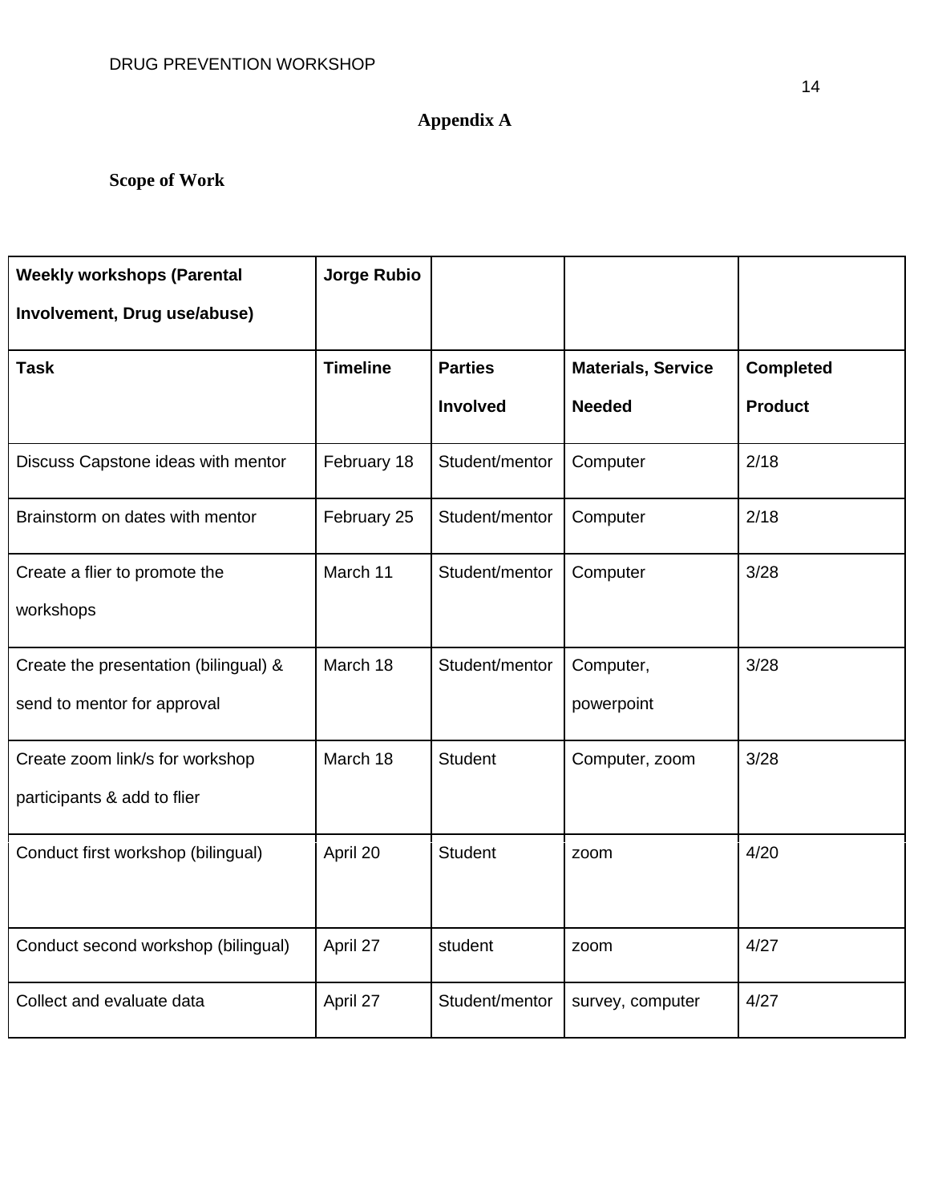# Appendix A

## Scope of Work

| Weekly workshops (Parental Involvement, Drug use/abuse) | Jorge Rubio | | | |
|---|---|---|---|---|
| **Task** | **Timeline** | **Parties Involved** | **Materials, Service Needed** | **Completed Product** |
| Discuss Capstone ideas with mentor | February 18 | Student/mentor | Computer | 2/18 |
| Brainstorm on dates with mentor | February 25 | Student/mentor | Computer | 2/18 |
| Create a flier to promote the workshops | March 11 | Student/mentor | Computer | 3/28 |
| Create the presentation (bilingual) & send to mentor for approval | March 18 | Student/mentor | Computer, powerpoint | 3/28 |
| Create zoom link/s for workshop participants & add to flier | March 18 | Student | Computer, zoom | 3/28 |
| Conduct first workshop (bilingual) | April 20 | Student | zoom | 4/20 |
| Conduct second workshop (bilingual) | April 27 | student | zoom | 4/27 |
| Collect and evaluate data | April 27 | Student/mentor | survey, computer | 4/27 |